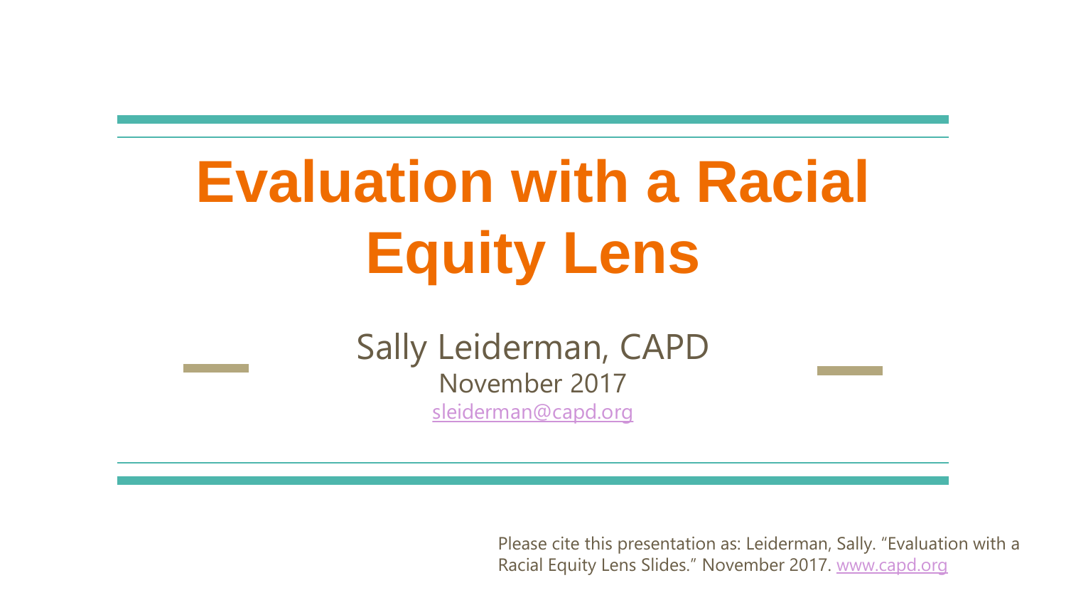# Evaluation with a Racial Equity Lens

Sally Leiderman, CAPD

November 2017

sleiderman@capd.org

Please cite this presentation as: Leiderman, Sally. "Evaluation with a Racial Equity Lens Slides." November 2017. www.capd.org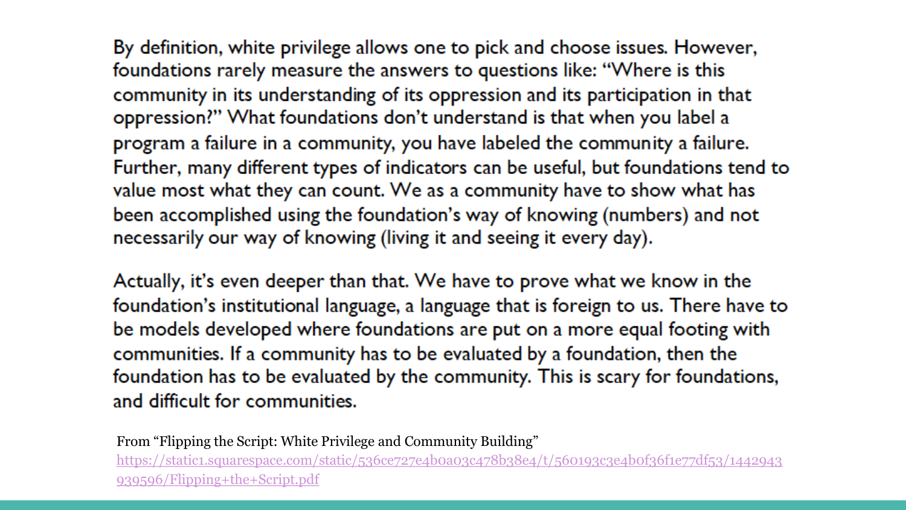By definition, white privilege allows one to pick and choose issues. However, foundations rarely measure the answers to questions like: "Where is this community in its understanding of its oppression and its participation in that oppression?" What foundations don't understand is that when you label a program a failure in a community, you have labeled the community a failure. Further, many different types of indicators can be useful, but foundations tend to value most what they can count. We as a community have to show what has been accomplished using the foundation's way of knowing (numbers) and not necessarily our way of knowing (living it and seeing it every day).

Actually, it's even deeper than that. We have to prove what we know in the foundation's institutional language, a language that is foreign to us. There have to be models developed where foundations are put on a more equal footing with communities. If a community has to be evaluated by a foundation, then the foundation has to be evaluated by the community. This is scary for foundations, and difficult for communities.

From "Flipping the Script: White Privilege and Community Building"
https://static1.squarespace.com/static/536ce727e4b0a03c478b38e4/t/560193c3e4b0f36f1e77df53/1442943939596/Flipping+the+Script.pdf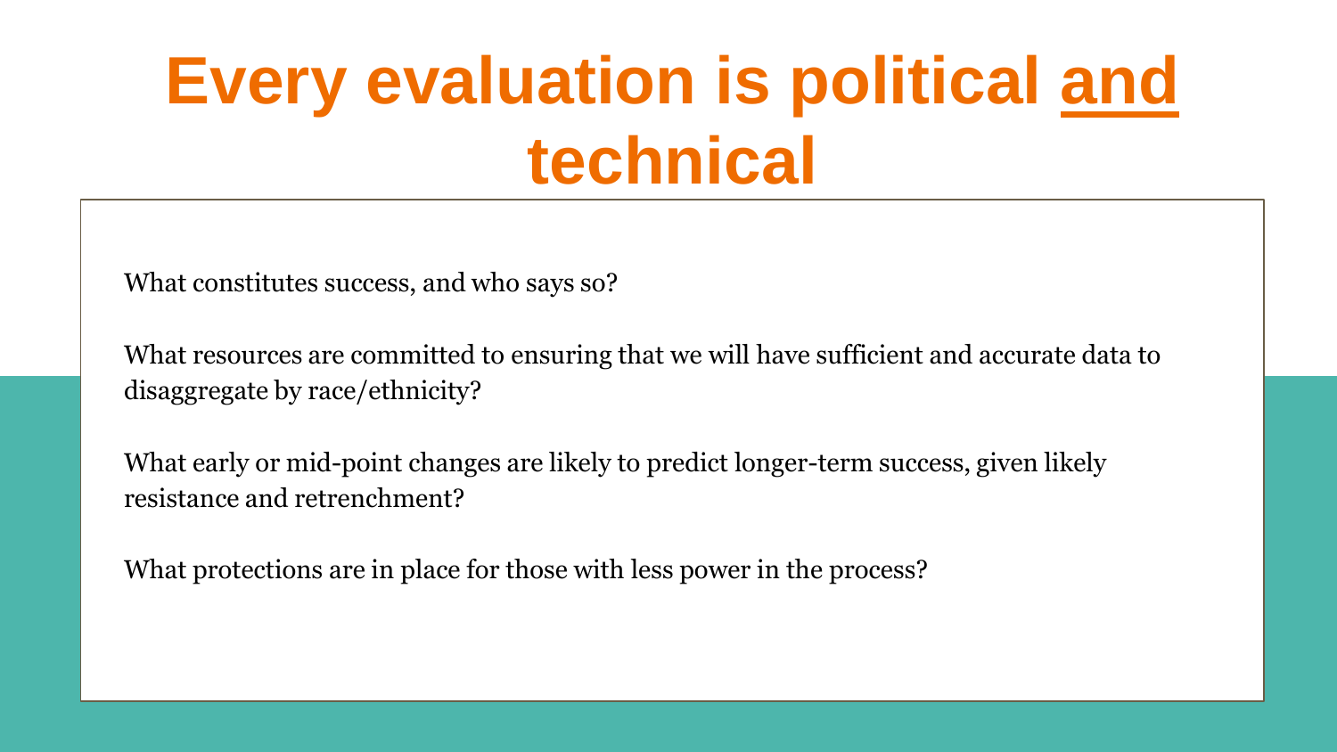# Every evaluation is political <u>and</u> technical

What constitutes success, and who says so?

What resources are committed to ensuring that we will have sufficient and accurate data to disaggregate by race/ethnicity?

What early or mid-point changes are likely to predict longer-term success, given likely resistance and retrenchment?

What protections are in place for those with less power in the process?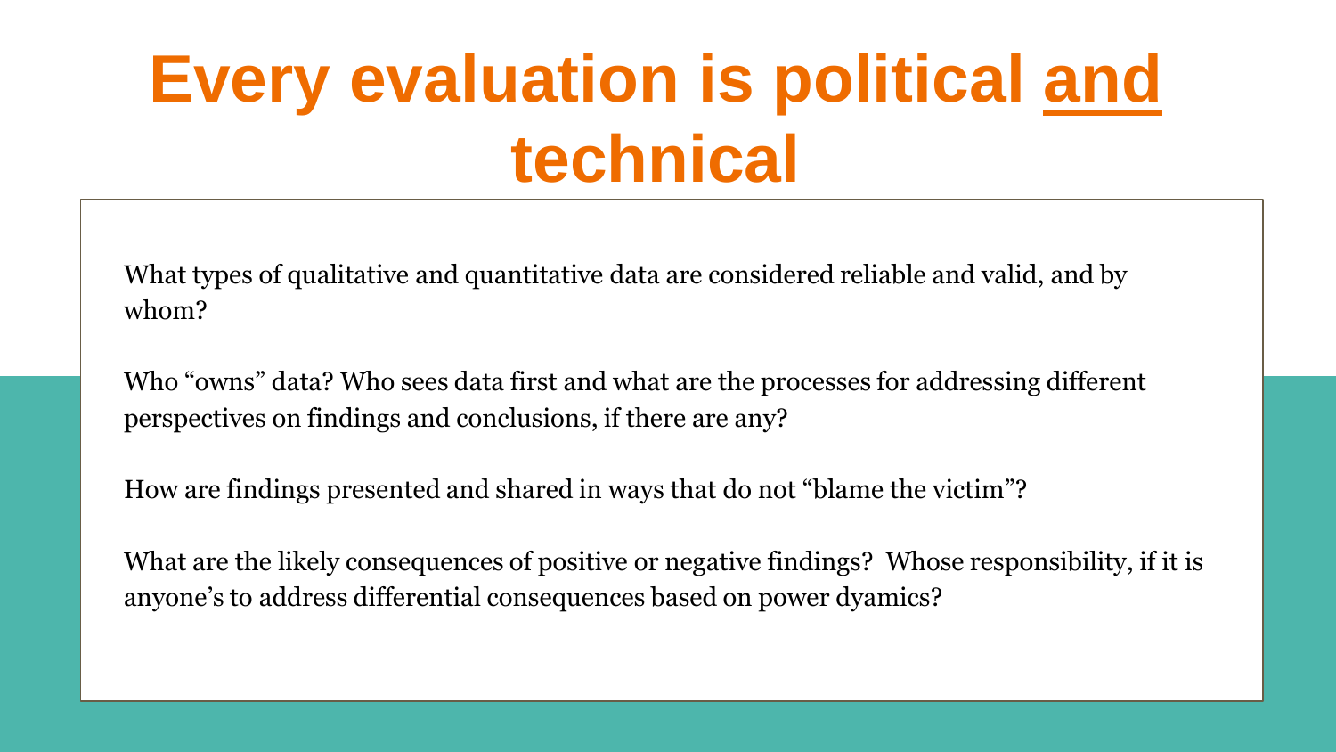# Every evaluation is political <u>and</u> technical

What types of qualitative and quantitative data are considered reliable and valid, and by whom?

Who “owns” data? Who sees data first and what are the processes for addressing different perspectives on findings and conclusions, if there are any?

How are findings presented and shared in ways that do not “blame the victim”?

What are the likely consequences of positive or negative findings? Whose responsibility, if it is anyone’s to address differential consequences based on power dyamics?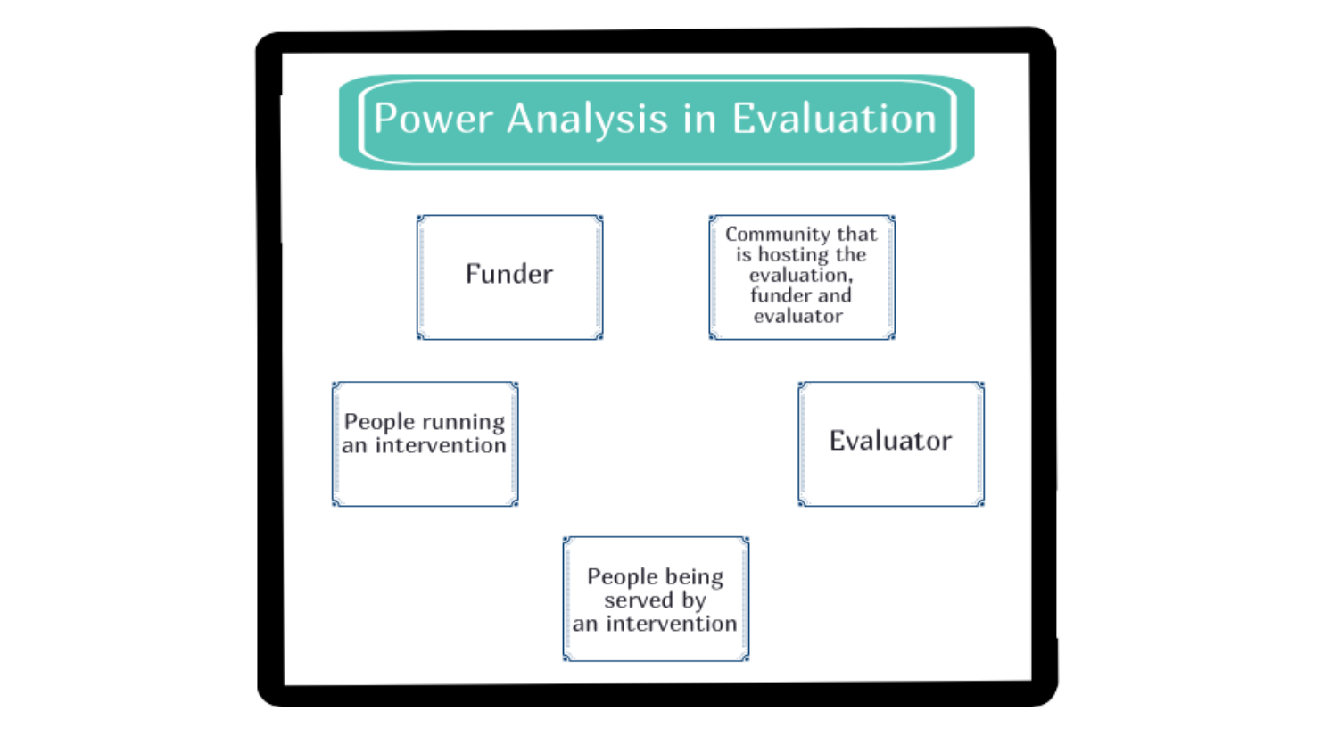# Power Analysis in Evaluation

- Funder
- Community that is hosting the evaluation, funder and evaluator
- People running an intervention
- Evaluator
- People being served by an intervention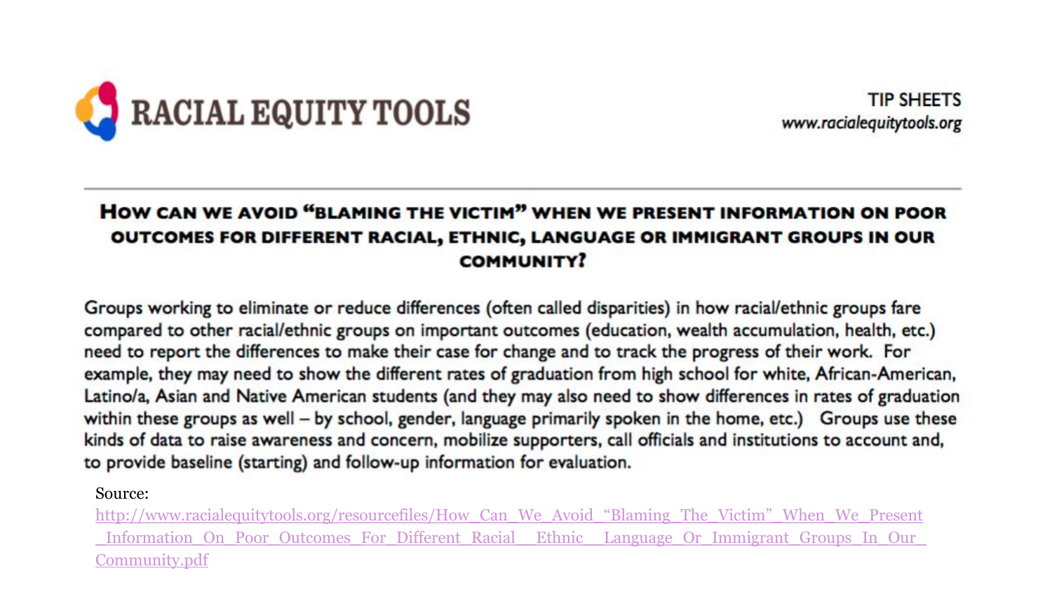RACIAL EQUITY TOOLS

TIP SHEETS
www.racialequitytools.org

## How can we avoid "blaming the victim" when we present information on poor outcomes for different racial, ethnic, language or immigrant groups in our community?

Groups working to eliminate or reduce differences (often called disparities) in how racial/ethnic groups fare compared to other racial/ethnic groups on important outcomes (education, wealth accumulation, health, etc.) need to report the differences to make their case for change and to track the progress of their work. For example, they may need to show the different rates of graduation from high school for white, African-American, Latino/a, Asian and Native American students (and they may also need to show differences in rates of graduation within these groups as well – by school, gender, language primarily spoken in the home, etc.) Groups use these kinds of data to raise awareness and concern, mobilize supporters, call officials and institutions to account and, to provide baseline (starting) and follow-up information for evaluation.

Source:
http://www.racialequitytools.org/resourcefiles/How_Can_We_Avoid_"Blaming_The_Victim"_When_We_Present_Information_On_Poor_Outcomes_For_Different_Racial__Ethnic__Language_Or_Immigrant_Groups_In_Our_Community.pdf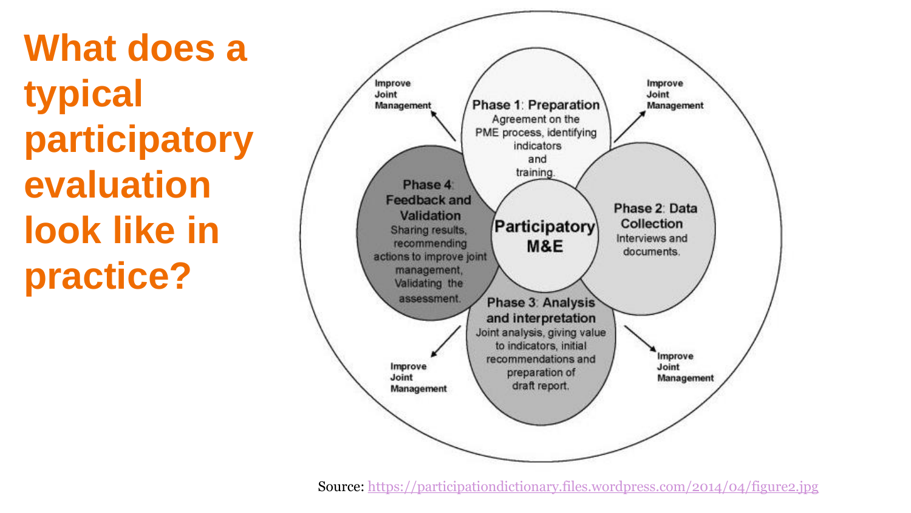# What does a typical participatory evaluation look like in practice?

**Participatory M&E**

**Phase 1: Preparation**
Agreement on the PME process, identifying indicators and training.

**Phase 2: Data Collection**
Interviews and documents.

**Phase 3: Analysis and interpretation**
Joint analysis, giving value to indicators, initial recommendations and preparation of draft report.

**Phase 4: Feedback and Validation**
Sharing results, recommending actions to improve joint management, Validating the assessment.

Improve Joint Management

Improve Joint Management

Improve Joint Management

Improve Joint Management

Source: https://participationdictionary.files.wordpress.com/2014/04/figure2.jpg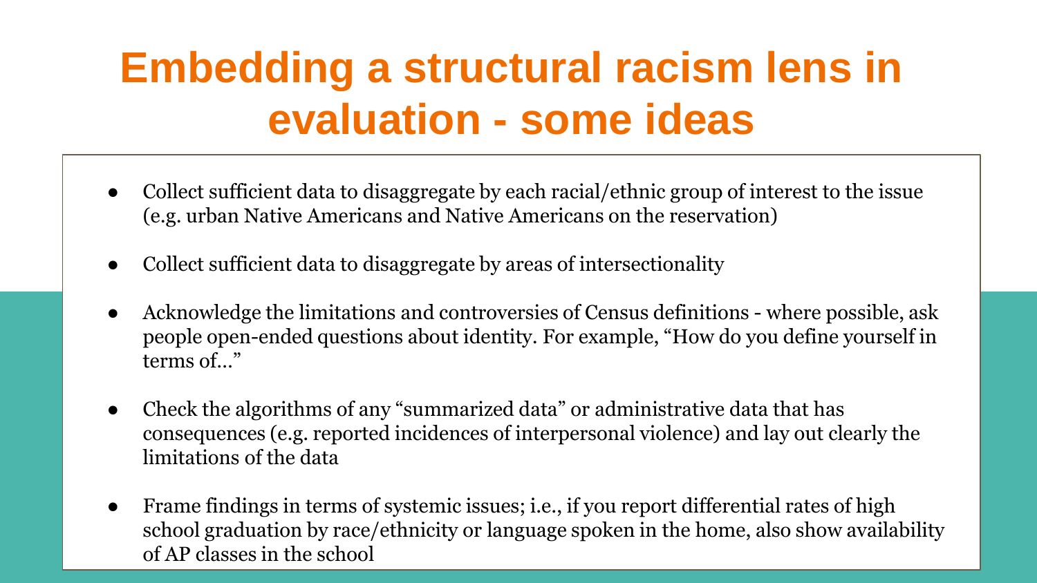# Embedding a structural racism lens in evaluation - some ideas

- Collect sufficient data to disaggregate by each racial/ethnic group of interest to the issue (e.g. urban Native Americans and Native Americans on the reservation)
- Collect sufficient data to disaggregate by areas of intersectionality
- Acknowledge the limitations and controversies of Census definitions - where possible, ask people open-ended questions about identity. For example, "How do you define yourself in terms of…"
- Check the algorithms of any "summarized data" or administrative data that has consequences (e.g. reported incidences of interpersonal violence) and lay out clearly the limitations of the data
- Frame findings in terms of systemic issues; i.e., if you report differential rates of high school graduation by race/ethnicity or language spoken in the home, also show availability of AP classes in the school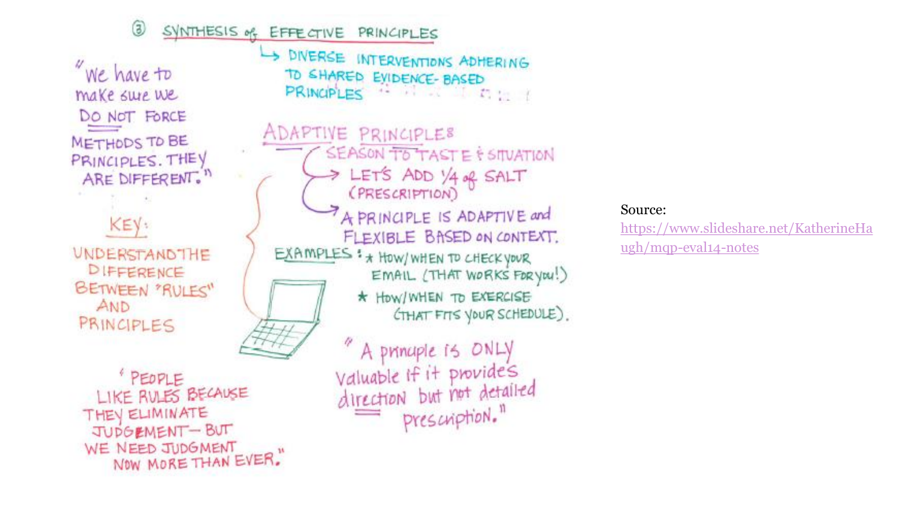## ③ SYNTHESIS of EFFECTIVE PRINCIPLES

↳ DIVERSE INTERVENTIONS ADHERING TO SHARED EVIDENCE-BASED PRINCIPLES

"We have to make sure we DO NOT FORCE METHODS TO BE PRINCIPLES. THEY ARE DIFFERENT."

### ADAPTIVE PRINCIPLES

SEASON TO TASTE & SITUATION

- LET'S ADD 1/4 of SALT (PRESCRIPTION)
- A PRINCIPLE IS ADAPTIVE and FLEXIBLE BASED on CONTEXT.

KEY: UNDERSTAND THE DIFFERENCE BETWEEN "RULES" AND PRINCIPLES

EXAMPLES:

- ★ HOW/WHEN TO CHECK YOUR EMAIL (THAT WORKS FOR you!)
- ★ HOW/WHEN TO EXERCISE (THAT FITS YOUR SCHEDULE).

"PEOPLE LIKE RULES BECAUSE THEY ELIMINATE JUDGEMENT — BUT WE NEED JUDGMENT NOW MORE THAN EVER."

"A principle is ONLY valuable if it provides direction but not detailed prescription."

Source:
https://www.slideshare.net/KatherineHaugh/mqp-eval14-notes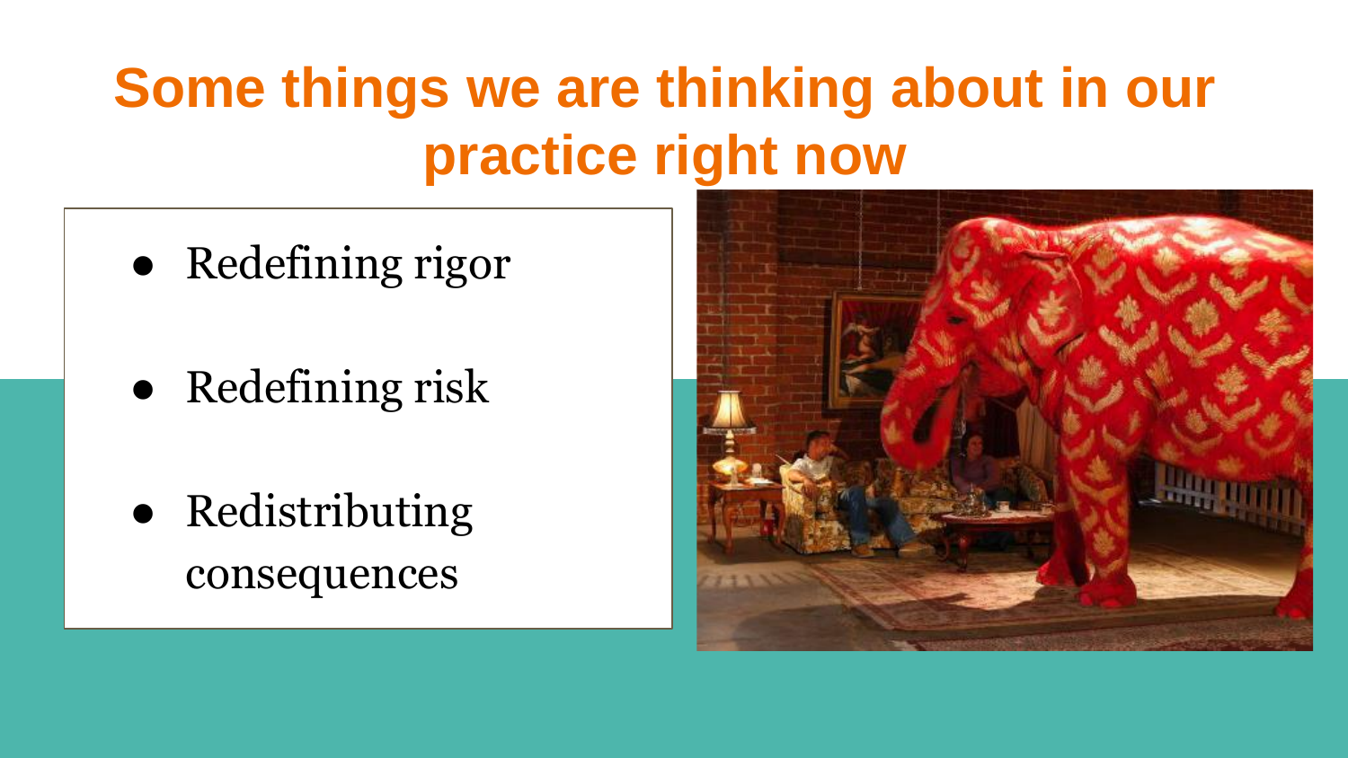# Some things we are thinking about in our practice right now

- Redefining rigor
- Redefining risk
- Redistributing consequences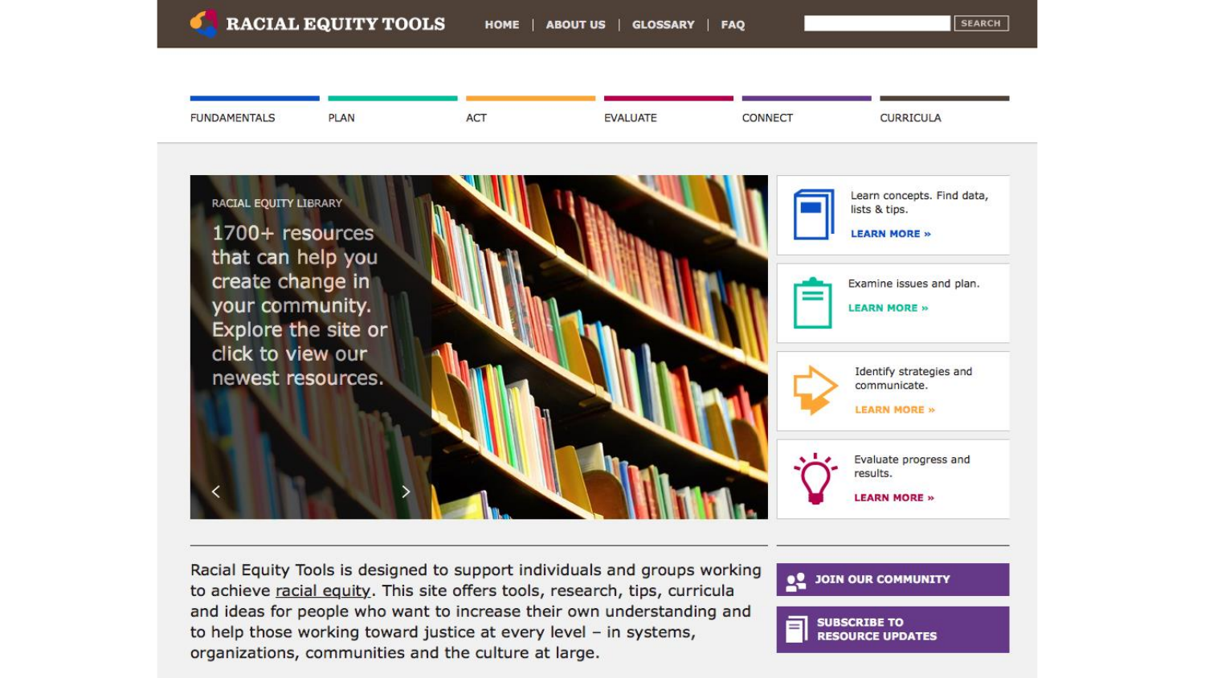# RACIAL EQUITY TOOLS

HOME | ABOUT US | GLOSSARY | FAQ

SEARCH

FUNDAMENTALS | PLAN | ACT | EVALUATE | CONNECT | CURRICULA

RACIAL EQUITY LIBRARY

1700+ resources that can help you create change in your community. Explore the site or click to view our newest resources.

Learn concepts. Find data, lists & tips.
**LEARN MORE »**

Examine issues and plan.
**LEARN MORE »**

Identify strategies and communicate.
**LEARN MORE »**

Evaluate progress and results.
**LEARN MORE »**

Racial Equity Tools is designed to support individuals and groups working to achieve racial equity. This site offers tools, research, tips, curricula and ideas for people who want to increase their own understanding and to help those working toward justice at every level – in systems, organizations, communities and the culture at large.

**JOIN OUR COMMUNITY**

**SUBSCRIBE TO RESOURCE UPDATES**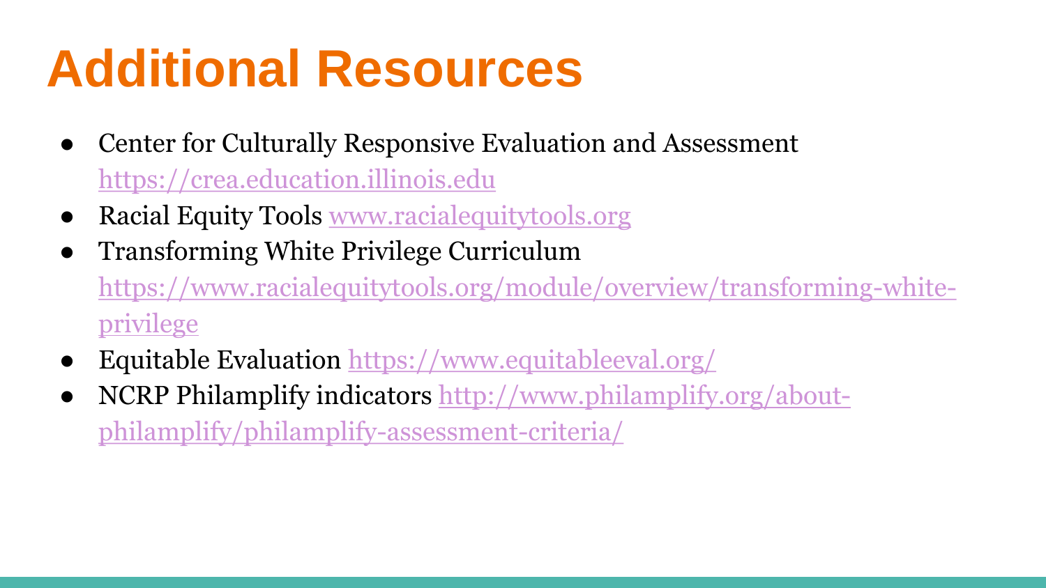# Additional Resources

- Center for Culturally Responsive Evaluation and Assessment https://crea.education.illinois.edu
- Racial Equity Tools www.racialequitytools.org
- Transforming White Privilege Curriculum https://www.racialequitytools.org/module/overview/transforming-white-privilege
- Equitable Evaluation https://www.equitableeval.org/
- NCRP Philamplify indicators http://www.philamplify.org/about-philamplify/philamplify-assessment-criteria/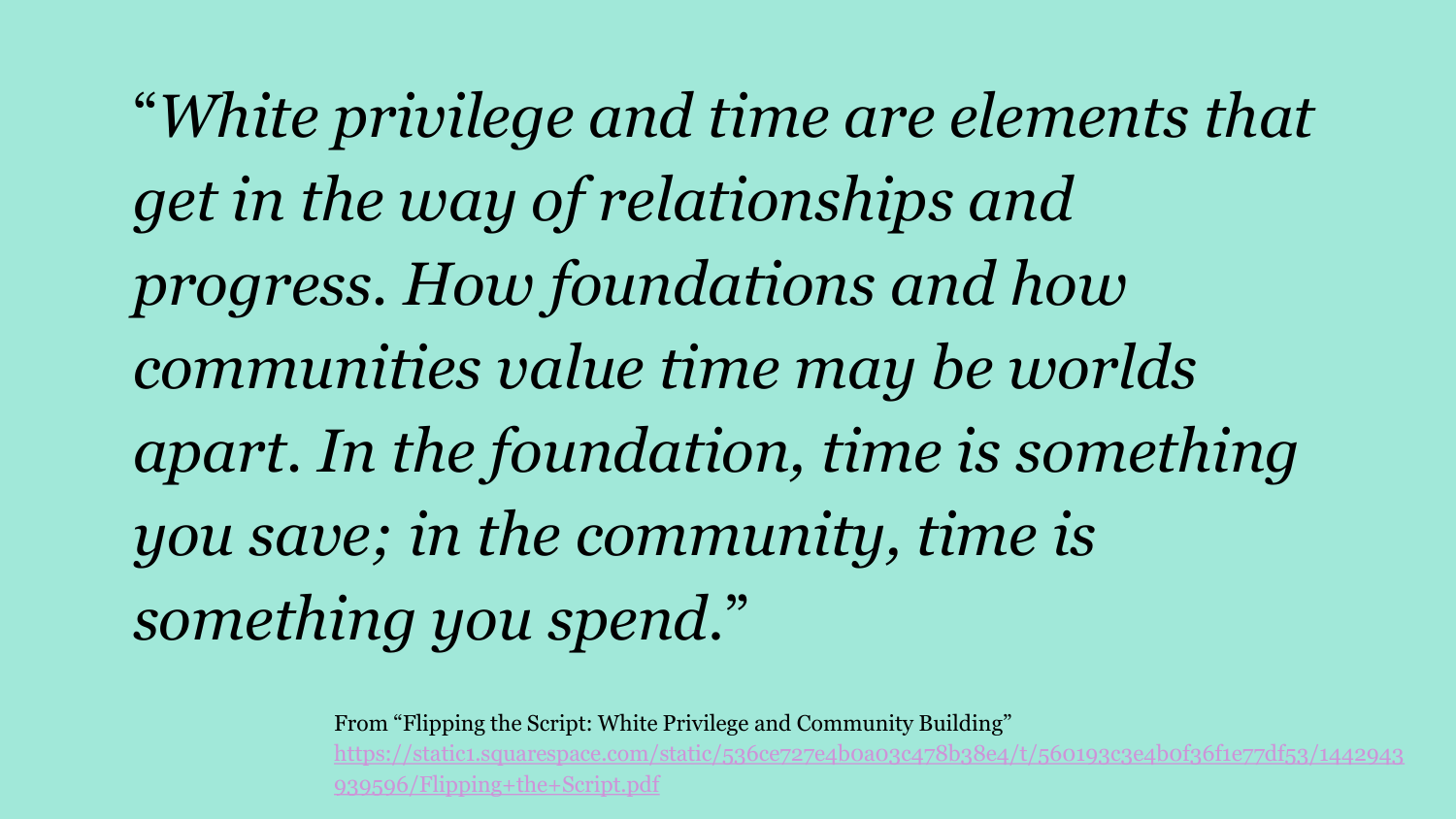*"White privilege and time are elements that get in the way of relationships and progress. How foundations and how communities value time may be worlds apart. In the foundation, time is something you save; in the community, time is something you spend."*

From "Flipping the Script: White Privilege and Community Building"
[https://static1.squarespace.com/static/536ce727e4b0a03c478b38e4/t/560193c3e4b0f36f1e77df53/1442943939596/Flipping+the+Script.pdf](https://static1.squarespace.com/static/536ce727e4b0a03c478b38e4/t/560193c3e4b0f36f1e77df53/1442943939596/Flipping+the+Script.pdf)